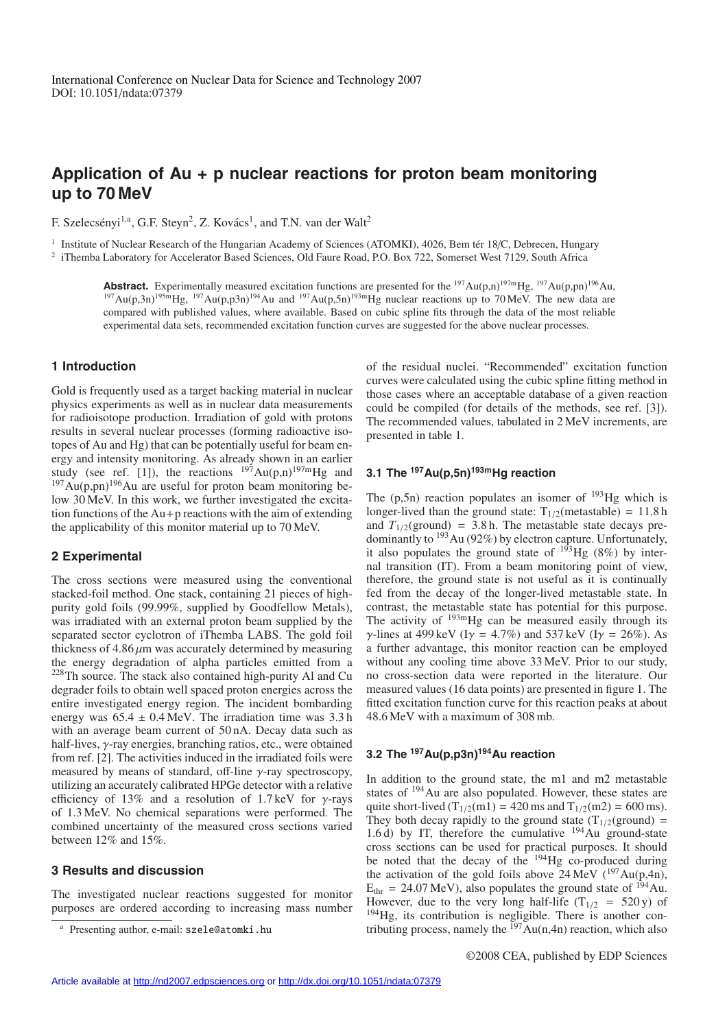International Conference on Nuclear Data for Science and Technology 2007
DOI: 10.1051/ndata:07379

# Application of Au + p nuclear reactions for proton beam monitoring up to 70 MeV

F. Szelecsényi[1,a], G.F. Steyn[2], Z. Kovács[1], and T.N. van der Walt[2]

[1] Institute of Nuclear Research of the Hungarian Academy of Sciences (ATOMKI), 4026, Bem tér 18/C, Debrecen, Hungary
[2] iThemba Laboratory for Accelerator Based Sciences, Old Faure Road, P.O. Box 722, Somerset West 7129, South Africa

**Abstract.** Experimentally measured excitation functions are presented for the $^{197}$Au(p,n)$^{197m}$Hg, $^{197}$Au(p,pn)$^{196}$Au, $^{197}$Au(p,3n)$^{195m}$Hg, $^{197}$Au(p,p3n)$^{194}$Au and $^{197}$Au(p,5n)$^{193m}$Hg nuclear reactions up to 70 MeV. The new data are compared with published values, where available. Based on cubic spline fits through the data of the most reliable experimental data sets, recommended excitation function curves are suggested for the above nuclear processes.

## 1 Introduction

Gold is frequently used as a target backing material in nuclear physics experiments as well as in nuclear data measurements for radioisotope production. Irradiation of gold with protons results in several nuclear processes (forming radioactive isotopes of Au and Hg) that can be potentially useful for beam energy and intensity monitoring. As already shown in an earlier study (see ref. [1]), the reactions $^{197}$Au(p,n)$^{197m}$Hg and $^{197}$Au(p,pn)$^{196}$Au are useful for proton beam monitoring below 30 MeV. In this work, we further investigated the excitation functions of the Au+p reactions with the aim of extending the applicability of this monitor material up to 70 MeV.

## 2 Experimental

The cross sections were measured using the conventional stacked-foil method. One stack, containing 21 pieces of high-purity gold foils (99.99%, supplied by Goodfellow Metals), was irradiated with an external proton beam supplied by the separated sector cyclotron of iThemba LABS. The gold foil thickness of 4.86 $\mu$m was accurately determined by measuring the energy degradation of alpha particles emitted from a $^{228}$Th source. The stack also contained high-purity Al and Cu degrader foils to obtain well spaced proton energies across the entire investigated energy region. The incident bombarding energy was 65.4 ± 0.4 MeV. The irradiation time was 3.3 h with an average beam current of 50 nA. Decay data such as half-lives, $\gamma$-ray energies, branching ratios, etc., were obtained from ref. [2]. The activities induced in the irradiated foils were measured by means of standard, off-line $\gamma$-ray spectroscopy, utilizing an accurately calibrated HPGe detector with a relative efficiency of 13% and a resolution of 1.7 keV for $\gamma$-rays of 1.3 MeV. No chemical separations were performed. The combined uncertainty of the measured cross sections varied between 12% and 15%.

## 3 Results and discussion

The investigated nuclear reactions suggested for monitor purposes are ordered according to increasing mass number of the residual nuclei. "Recommended" excitation function curves were calculated using the cubic spline fitting method in those cases where an acceptable database of a given reaction could be compiled (for details of the methods, see ref. [3]). The recommended values, tabulated in 2 MeV increments, are presented in table 1.

### 3.1 The $^{197}$Au(p,5n)$^{193m}$Hg reaction

The (p,5n) reaction populates an isomer of $^{193}$Hg which is longer-lived than the ground state: $T_{1/2}$(metastable) = 11.8 h and $T_{1/2}$(ground) = 3.8 h. The metastable state decays predominantly to $^{193}$Au (92%) by electron capture. Unfortunately, it also populates the ground state of $^{193}$Hg (8%) by internal transition (IT). From a beam monitoring point of view, therefore, the ground state is not useful as it is continually fed from the decay of the longer-lived metastable state. In contrast, the metastable state has potential for this purpose. The activity of $^{193m}$Hg can be measured easily through its $\gamma$-lines at 499 keV (I$\gamma$ = 4.7%) and 537 keV (I$\gamma$ = 26%). As a further advantage, this monitor reaction can be employed without any cooling time above 33 MeV. Prior to our study, no cross-section data were reported in the literature. Our measured values (16 data points) are presented in figure 1. The fitted excitation function curve for this reaction peaks at about 48.6 MeV with a maximum of 308 mb.

### 3.2 The $^{197}$Au(p,p3n)$^{194}$Au reaction

In addition to the ground state, the m1 and m2 metastable states of $^{194}$Au are also populated. However, these states are quite short-lived ($T_{1/2}$(m1) = 420 ms and $T_{1/2}$(m2) = 600 ms). They both decay rapidly to the ground state ($T_{1/2}$(ground) = 1.6 d) by IT, therefore the cumulative $^{194}$Au ground-state cross sections can be used for practical purposes. It should be noted that the decay of the $^{194}$Hg co-produced during the activation of the gold foils above 24 MeV ($^{197}$Au(p,4n), $E_{thr}$ = 24.07 MeV), also populates the ground state of $^{194}$Au. However, due to the very long half-life ($T_{1/2}$ = 520 y) of $^{194}$Hg, its contribution is negligible. There is another contributing process, namely the $^{197}$Au(n,4n) reaction, which also

[a] Presenting author, e-mail: szele@atomki.hu

©2008 CEA, published by EDP Sciences

Article available at http://nd2007.edpsciences.org or http://dx.doi.org/10.1051/ndata:07379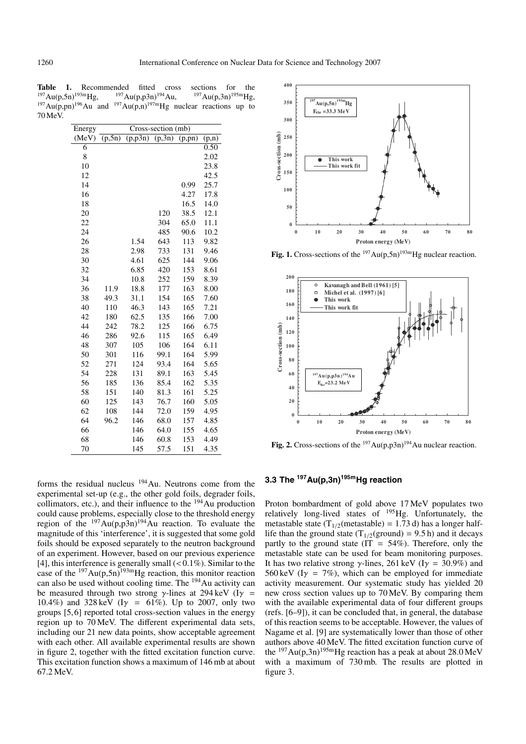**Table 1.** Recommended fitted cross sections for the $^{197}$Au(p,5n)$^{193m}$Hg, $^{197}$Au(p,p3n)$^{194}$Au, $^{197}$Au(p,3n)$^{195m}$Hg, $^{197}$Au(p,pn)$^{196}$Au and $^{197}$Au(p,n)$^{197m}$Hg nuclear reactions up to 70 MeV.

| Energy | Cross-section (mb) | | | | |
|---|---|---|---|---|---|
| (MeV) | (p,5n) | (p,p3n) | (p,3n) | (p,pn) | (p,n) |
| 6 | | | | | 0.50 |
| 8 | | | | | 2.02 |
| 10 | | | | | 23.8 |
| 12 | | | | | 42.5 |
| 14 | | | | 0.99 | 25.7 |
| 16 | | | | 4.27 | 17.8 |
| 18 | | | | 16.5 | 14.0 |
| 20 | | | 120 | 38.5 | 12.1 |
| 22 | | | 304 | 65.0 | 11.1 |
| 24 | | | 485 | 90.6 | 10.2 |
| 26 | | 1.54 | 643 | 113 | 9.82 |
| 28 | | 2.98 | 733 | 131 | 9.46 |
| 30 | | 4.61 | 625 | 144 | 9.06 |
| 32 | | 6.85 | 420 | 153 | 8.61 |
| 34 | | 10.8 | 252 | 159 | 8.39 |
| 36 | 11.9 | 18.8 | 177 | 163 | 8.00 |
| 38 | 49.3 | 31.1 | 154 | 165 | 7.60 |
| 40 | 110 | 46.3 | 143 | 165 | 7.21 |
| 42 | 180 | 62.5 | 135 | 166 | 7.00 |
| 44 | 242 | 78.2 | 125 | 166 | 6.75 |
| 46 | 286 | 92.6 | 115 | 165 | 6.49 |
| 48 | 307 | 105 | 106 | 164 | 6.11 |
| 50 | 301 | 116 | 99.1 | 164 | 5.99 |
| 52 | 271 | 124 | 93.4 | 164 | 5.65 |
| 54 | 228 | 131 | 89.1 | 163 | 5.45 |
| 56 | 185 | 136 | 85.4 | 162 | 5.35 |
| 58 | 151 | 140 | 81.3 | 161 | 5.25 |
| 60 | 125 | 143 | 76.7 | 160 | 5.05 |
| 62 | 108 | 144 | 72.0 | 159 | 4.95 |
| 64 | 96.2 | 146 | 68.0 | 157 | 4.85 |
| 66 | | 146 | 64.0 | 155 | 4.65 |
| 68 | | 146 | 60.8 | 153 | 4.49 |
| 70 | | 145 | 57.5 | 151 | 4.35 |

forms the residual nucleus $^{194}$Au. Neutrons come from the experimental set-up (e.g., the other gold foils, degrader foils, collimators, etc.), and their influence to the $^{194}$Au production could cause problems, especially close to the threshold energy region of the $^{197}$Au(p,p3n)$^{194}$Au reaction. To evaluate the magnitude of this 'interference', it is suggested that some gold foils should be exposed separately to the neutron background of an experiment. However, based on our previous experience [4], this interference is generally small ($<0.1\%$). Similar to the case of the $^{197}$Au(p,5n)$^{193m}$Hg reaction, this monitor reaction can also be used without cooling time. The $^{194}$Au activity can be measured through two strong $\gamma$-lines at 294 keV ($I\gamma$ = 10.4%) and 328 keV ($I\gamma$ = 61%). Up to 2007, only two groups [5,6] reported total cross-section values in the energy region up to 70 MeV. The different experimental data sets, including our 21 new data points, show acceptable agreement with each other. All available experimental results are shown in figure 2, together with the fitted excitation function curve. This excitation function shows a maximum of 146 mb at about 67.2 MeV.

**Fig. 1.** Cross-sections of the $^{197}$Au(p,5n)$^{193m}$Hg nuclear reaction.

**Fig. 2.** Cross-sections of the $^{197}$Au(p,p3n)$^{194}$Au nuclear reaction.

### 3.3 The $^{197}$Au(p,3n)$^{195m}$Hg reaction

Proton bombardment of gold above 17 MeV populates two relatively long-lived states of $^{195}$Hg. Unfortunately, the metastable state ($T_{1/2}$(metastable) = 1.73 d) has a longer half-life than the ground state ($T_{1/2}$(ground) = 9.5 h) and it decays partly to the ground state (IT = 54%). Therefore, only the metastable state can be used for beam monitoring purposes. It has two relative strong $\gamma$-lines, 261 keV ($I\gamma$ = 30.9%) and 560 keV ($I\gamma$ = 7%), which can be employed for immediate activity measurement. Our systematic study has yielded 20 new cross section values up to 70 MeV. By comparing them with the available experimental data of four different groups (refs. [6–9]), it can be concluded that, in general, the database of this reaction seems to be acceptable. However, the values of Nagame et al. [9] are systematically lower than those of other authors above 40 MeV. The fitted excitation function curve of the $^{197}$Au(p,3n)$^{195m}$Hg reaction has a peak at about 28.0 MeV with a maximum of 730 mb. The results are plotted in figure 3.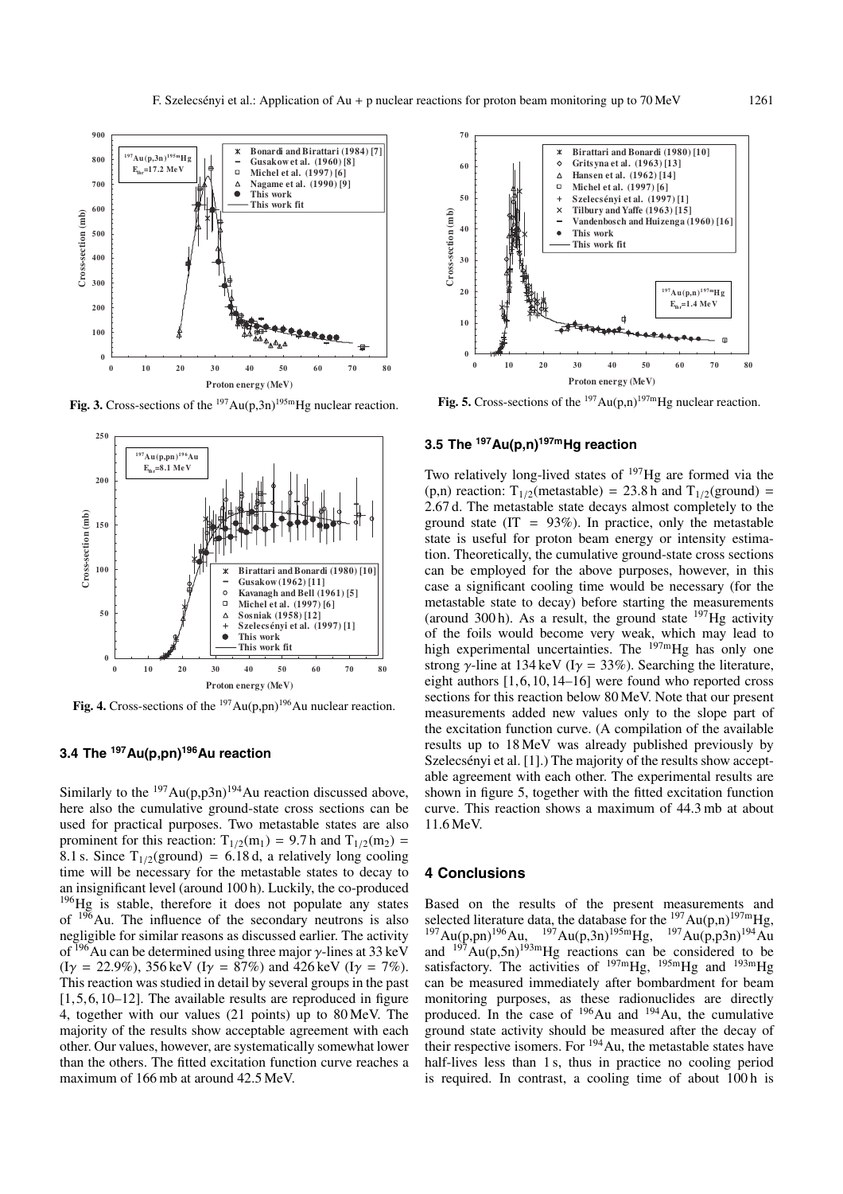**Fig. 3.** Cross-sections of the $^{197}$Au(p,3n)$^{195m}$Hg nuclear reaction.

**Fig. 4.** Cross-sections of the $^{197}$Au(p,pn)$^{196}$Au nuclear reaction.

### 3.4 The $^{197}$Au(p,pn)$^{196}$Au reaction

Similarly to the $^{197}$Au(p,p3n)$^{194}$Au reaction discussed above, here also the cumulative ground-state cross sections can be used for practical purposes. Two metastable states are also prominent for this reaction: $T_{1/2}(m_1)$ = 9.7 h and $T_{1/2}(m_2)$ = 8.1 s. Since $T_{1/2}$(ground) = 6.18 d, a relatively long cooling time will be necessary for the metastable states to decay to an insignificant level (around 100 h). Luckily, the co-produced $^{196}$Hg is stable, therefore it does not populate any states of $^{196}$Au. The influence of the secondary neutrons is also negligible for similar reasons as discussed earlier. The activity of $^{196}$Au can be determined using three major $\gamma$-lines at 33 keV ($I\gamma$ = 22.9%), 356 keV ($I\gamma$ = 87%) and 426 keV ($I\gamma$ = 7%). This reaction was studied in detail by several groups in the past [1,5,6,10–12]. The available results are reproduced in figure 4, together with our values (21 points) up to 80 MeV. The majority of the results show acceptable agreement with each other. Our values, however, are systematically somewhat lower than the others. The fitted excitation function curve reaches a maximum of 166 mb at around 42.5 MeV.

**Fig. 5.** Cross-sections of the $^{197}$Au(p,n)$^{197m}$Hg nuclear reaction.

### 3.5 The $^{197}$Au(p,n)$^{197m}$Hg reaction

Two relatively long-lived states of $^{197}$Hg are formed via the (p,n) reaction: $T_{1/2}$(metastable) = 23.8 h and $T_{1/2}$(ground) = 2.67 d. The metastable state decays almost completely to the ground state (IT = 93%). In practice, only the metastable state is useful for proton beam energy or intensity estimation. Theoretically, the cumulative ground-state cross sections can be employed for the above purposes, however, in this case a significant cooling time would be necessary (for the metastable state to decay) before starting the measurements (around 300 h). As a result, the ground state $^{197}$Hg activity of the foils would become very weak, which may lead to high experimental uncertainties. The $^{197m}$Hg has only one strong $\gamma$-line at 134 keV ($I\gamma$ = 33%). Searching the literature, eight authors [1,6,10,14–16] were found who reported cross sections for this reaction below 80 MeV. Note that our present measurements added new values only to the slope part of the excitation function curve. (A compilation of the available results up to 18 MeV was already published previously by Szelecsényi et al. [1].) The majority of the results show acceptable agreement with each other. The experimental results are shown in figure 5, together with the fitted excitation function curve. This reaction shows a maximum of 44.3 mb at about 11.6 MeV.

## 4 Conclusions

Based on the results of the present measurements and selected literature data, the database for the $^{197}$Au(p,n)$^{197m}$Hg, $^{197}$Au(p,pn)$^{196}$Au, $^{197}$Au(p,3n)$^{195m}$Hg, $^{197}$Au(p,p3n)$^{194}$Au and $^{197}$Au(p,5n)$^{193m}$Hg reactions can be considered to be satisfactory. The activities of $^{197m}$Hg, $^{195m}$Hg and $^{193m}$Hg can be measured immediately after bombardment for beam monitoring purposes, as these radionuclides are directly produced. In the case of $^{196}$Au and $^{194}$Au, the cumulative ground state activity should be measured after the decay of their respective isomers. For $^{194}$Au, the metastable states have half-lives less than 1 s, thus in practice no cooling period is required. In contrast, a cooling time of about 100 h is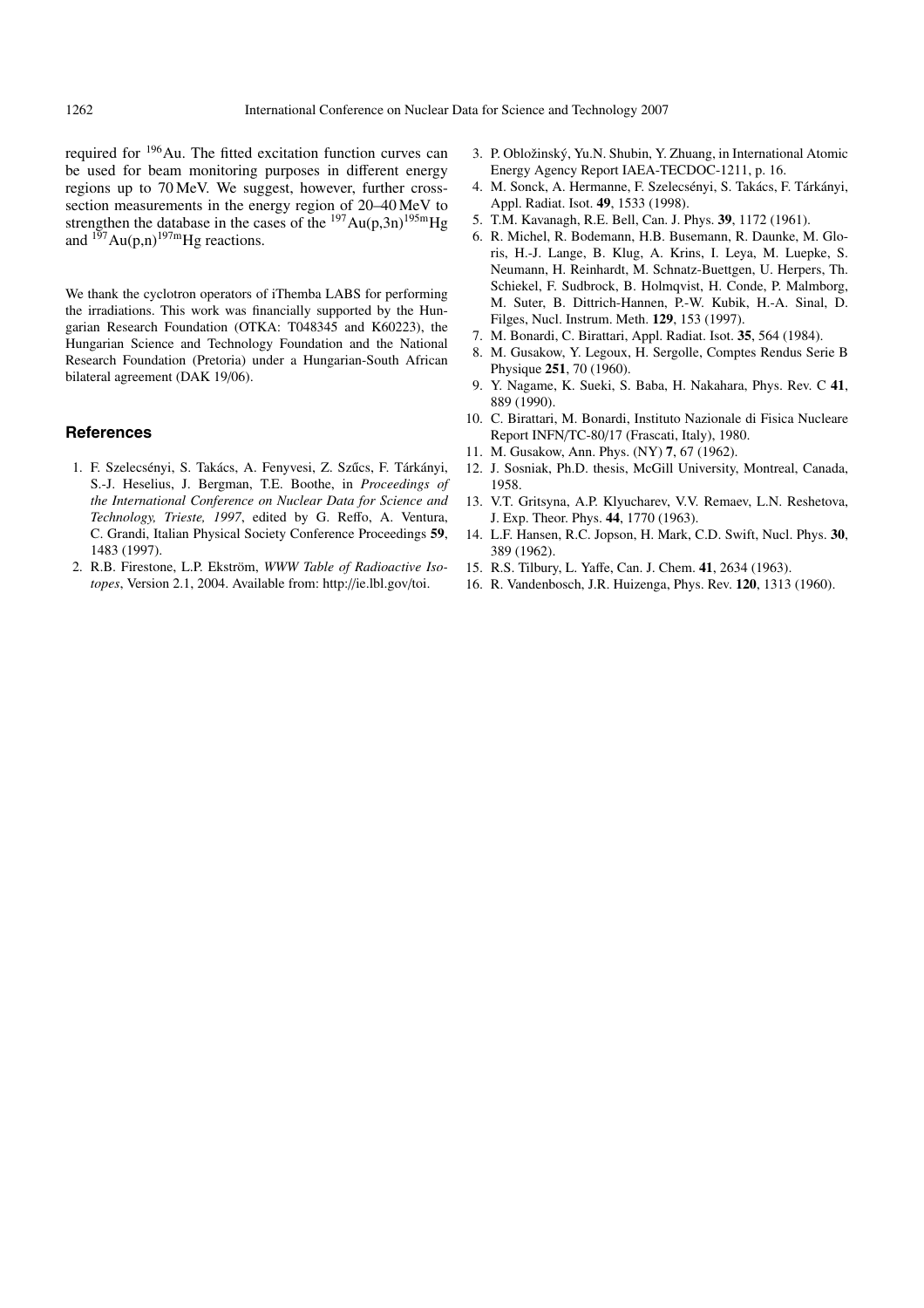required for $^{196}$Au. The fitted excitation function curves can be used for beam monitoring purposes in different energy regions up to 70 MeV. We suggest, however, further cross-section measurements in the energy region of 20–40 MeV to strengthen the database in the cases of the $^{197}$Au(p,3n)$^{195m}$Hg and $^{197}$Au(p,n)$^{197m}$Hg reactions.

We thank the cyclotron operators of iThemba LABS for performing the irradiations. This work was financially supported by the Hungarian Research Foundation (OTKA: T048345 and K60223), the Hungarian Science and Technology Foundation and the National Research Foundation (Pretoria) under a Hungarian-South African bilateral agreement (DAK 19/06).

## References

1. F. Szelecsényi, S. Takács, A. Fenyvesi, Z. Szűcs, F. Tárkányi, S.-J. Heselius, J. Bergman, T.E. Boothe, in *Proceedings of the International Conference on Nuclear Data for Science and Technology, Trieste, 1997*, edited by G. Reffo, A. Ventura, C. Grandi, Italian Physical Society Conference Proceedings **59**, 1483 (1997).
2. R.B. Firestone, L.P. Ekström, *WWW Table of Radioactive Isotopes*, Version 2.1, 2004. Available from: http://ie.lbl.gov/toi.
3. P. Obložinský, Yu.N. Shubin, Y. Zhuang, in International Atomic Energy Agency Report IAEA-TECDOC-1211, p. 16.
4. M. Sonck, A. Hermanne, F. Szelecsényi, S. Takács, F. Tárkányi, Appl. Radiat. Isot. **49**, 1533 (1998).
5. T.M. Kavanagh, R.E. Bell, Can. J. Phys. **39**, 1172 (1961).
6. R. Michel, R. Bodemann, H.B. Busemann, R. Daunke, M. Gloris, H.-J. Lange, B. Klug, A. Krins, I. Leya, M. Luepke, S. Neumann, H. Reinhardt, M. Schnatz-Buettgen, U. Herpers, Th. Schiekel, F. Sudbrock, B. Holmqvist, H. Conde, P. Malmborg, M. Suter, B. Dittrich-Hannen, P.-W. Kubik, H.-A. Sinal, D. Filges, Nucl. Instrum. Meth. **129**, 153 (1997).
7. M. Bonardi, C. Birattari, Appl. Radiat. Isot. **35**, 564 (1984).
8. M. Gusakow, Y. Legoux, H. Sergolle, Comptes Rendus Serie B Physique **251**, 70 (1960).
9. Y. Nagame, K. Sueki, S. Baba, H. Nakahara, Phys. Rev. C **41**, 889 (1990).
10. C. Birattari, M. Bonardi, Instituto Nazionale di Fisica Nucleare Report INFN/TC-80/17 (Frascati, Italy), 1980.
11. M. Gusakow, Ann. Phys. (NY) **7**, 67 (1962).
12. J. Sosniak, Ph.D. thesis, McGill University, Montreal, Canada, 1958.
13. V.T. Gritsyna, A.P. Klyucharev, V.V. Remaev, L.N. Reshetova, J. Exp. Theor. Phys. **44**, 1770 (1963).
14. L.F. Hansen, R.C. Jopson, H. Mark, C.D. Swift, Nucl. Phys. **30**, 389 (1962).
15. R.S. Tilbury, L. Yaffe, Can. J. Chem. **41**, 2634 (1963).
16. R. Vandenbosch, J.R. Huizenga, Phys. Rev. **120**, 1313 (1960).